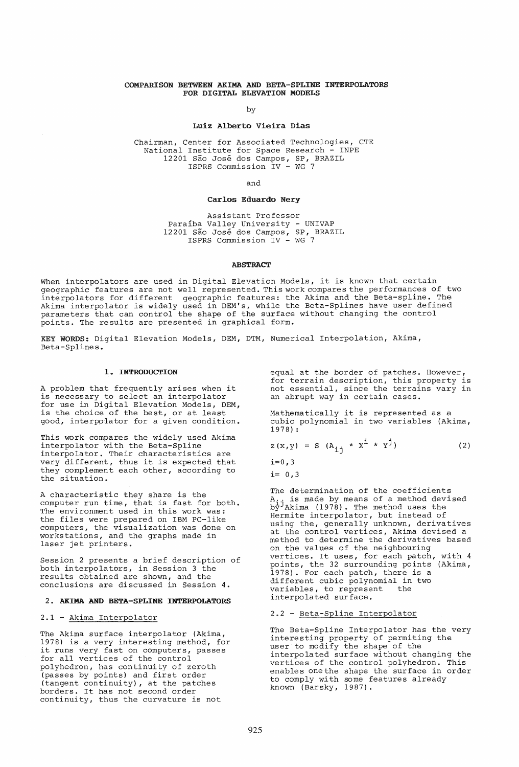# COMPARISON BETWEEN AKIMA AND BETA-SPLINE INTERPOLATORS FOR DIGITAL ELEVATION MODELS

by

**Luiz Alberto Vieira Dias**

Chairman, Center for Associated Technologies, CTE
National Institute for Space Research - INPE
12201 São José dos Campos, SP, BRAZIL
ISPRS Commission IV - WG 7

and

**Carlos Eduardo Nery**

Assistant Professor
Paraíba Valley University - UNIVAP
12201 São José dos Campos, SP, BRAZIL
ISPRS Commission IV - WG 7

## ABSTRACT

When interpolators are used in Digital Elevation Models, it is known that certain geographic features are not well represented. This work compares the performances of two interpolators for different geographic features: the Akima and the Beta-spline. The Akima interpolator is widely used in DEM's, while the Beta-Splines have user defined parameters that can control the shape of the surface without changing the control points. The results are presented in graphical form.

**KEY WORDS:** Digital Elevation Models, DEM, DTM, Numerical Interpolation, Akima, Beta-Splines.

## 1. INTRODUCTION

A problem that frequently arises when it is necessary to select an interpolator for use in Digital Elevation Models, DEM, is the choice of the best, or at least good, interpolator for a given condition.

This work compares the widely used Akima interpolator with the Beta-Spline interpolator. Their characteristics are very different, thus it is expected that they complement each other, according to the situation.

A characteristic they share is the computer run time, that is fast for both. The environment used in this work was: the files were prepared on IBM PC-like computers, the visualization was done on workstations, and the graphs made in laser jet printers.

Session 2 presents a brief description of both interpolators, in Session 3 the results obtained are shown, and the conclusions are discussed in Session 4.

## 2. AKIMA AND BETA-SPLINE INTERPOLATORS

### 2.1 - Akima Interpolator

The Akima surface interpolator (Akima, 1978) is a very interesting method, for it runs very fast on computers, passes for all vertices of the control polyhedron, has continuity of zeroth (passes by points) and first order (tangent continuity), at the patches borders. It has not second order continuity, thus the curvature is not equal at the border of patches. However, for terrain description, this property is not essential, since the terrains vary in an abrupt way in certain cases.

Mathematically it is represented as a cubic polynomial in two variables (Akima, 1978):

$$z(x,y) = S\ (A_{ij} * x^{i} * y^{j}) \qquad (2)$$

$i=0,3$

$i= 0,3$

The determination of the coefficients $A_{ij}$ is made by means of a method devised by Akima (1978). The method uses the Hermite interpolator, but instead of using the, generally unknown, derivatives at the control vertices, Akima devised a method to determine the derivatives based on the values of the neighbouring vertices. It uses, for each patch, with 4 points, the 32 surrounding points (Akima, 1978). For each patch, there is a different cubic polynomial in two variables, to represent the interpolated surface.

### 2.2 - Beta-Spline Interpolator

The Beta-Spline Interpolator has the very interesting property of permiting the user to modify the shape of the interpolated surface without changing the vertices of the control polyhedron. This enables onethe shape the surface in order to comply with some features already known (Barsky, 1987).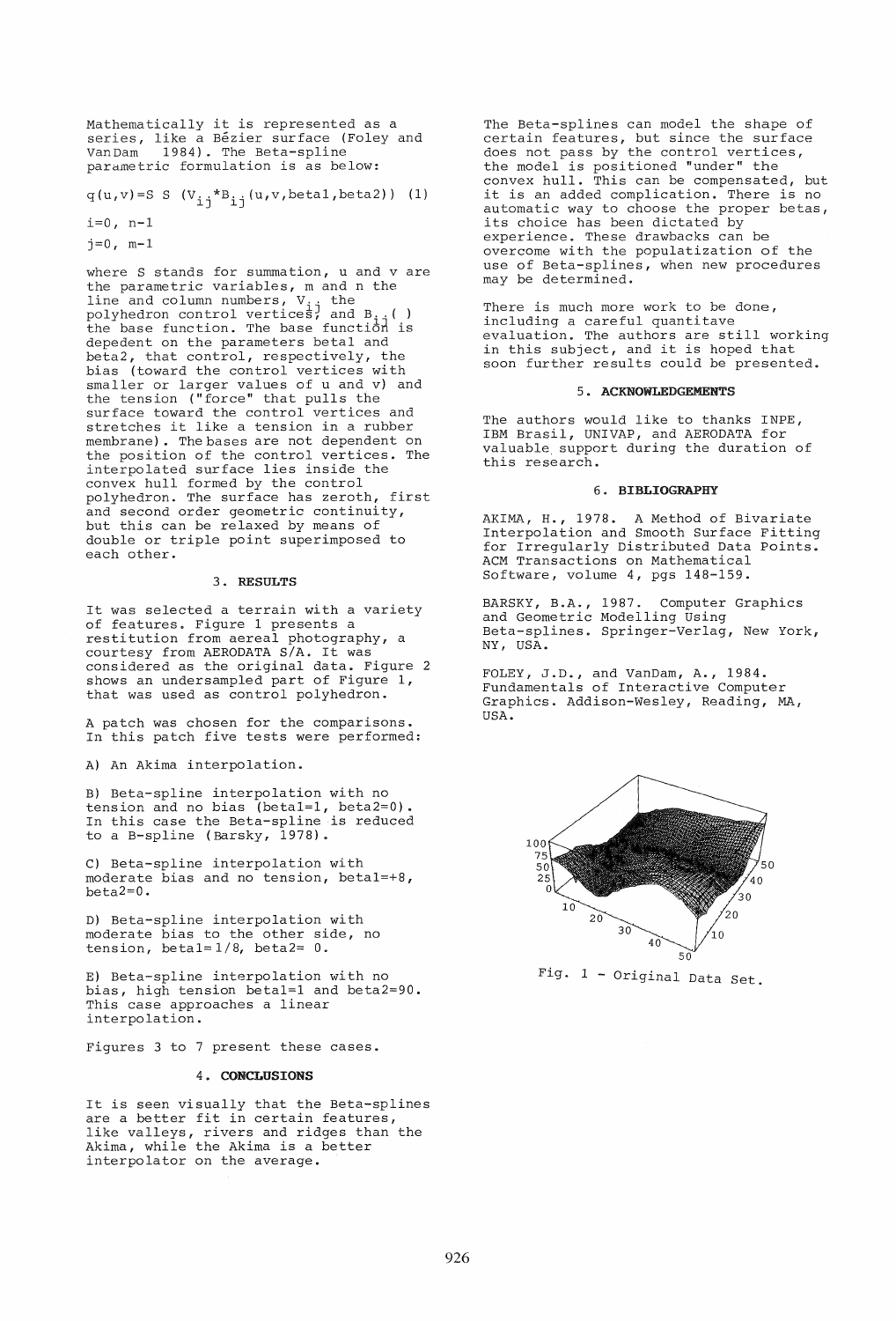Mathematically it is represented as a series, like a Bézier surface (Foley and VanDam 1984). The Beta-spline parametric formulation is as below:

$$q(u,v)=S\ S\ (V_{ij}*B_{ij}(u,v,beta1,beta2)) \quad (1)$$

$i=0,\ n-1$

$j=0,\ m-1$

where S stands for summation, u and v are the parametric variables, m and n the line and column numbers, $V_{ij}$ the polyhedron control vertices, and $B_{ij}(\ )$ the base function. The base function is depedent on the parameters beta1 and beta2, that control, respectively, the bias (toward the control vertices with smaller or larger values of u and v) and the tension ("force" that pulls the surface toward the control vertices and stretches it like a tension in a rubber membrane). The bases are not dependent on the position of the control vertices. The interpolated surface lies inside the convex hull formed by the control polyhedron. The surface has zeroth, first and second order geometric continuity, but this can be relaxed by means of double or triple point superimposed to each other.

## 3. RESULTS

It was selected a terrain with a variety of features. Figure 1 presents a restitution from aereal photography, a courtesy from AERODATA S/A. It was considered as the original data. Figure 2 shows an undersampled part of Figure 1, that was used as control polyhedron.

A patch was chosen for the comparisons. In this patch five tests were performed:

A) An Akima interpolation.

B) Beta-spline interpolation with no tension and no bias (beta1=1, beta2=0). In this case the Beta-spline is reduced to a B-spline (Barsky, 1978).

C) Beta-spline interpolation with moderate bias and no tension, beta1=+8, beta2=0.

D) Beta-spline interpolation with moderate bias to the other side, no tension, beta1= 1/8, beta2= 0.

E) Beta-spline interpolation with no bias, high tension beta1=1 and beta2=90. This case approaches a linear interpolation.

Figures 3 to 7 present these cases.

## 4. CONCLUSIONS

It is seen visually that the Beta-splines are a better fit in certain features, like valleys, rivers and ridges than the Akima, while the Akima is a better interpolator on the average.

The Beta-splines can model the shape of certain features, but since the surface does not pass by the control vertices, the model is positioned "under" the convex hull. This can be compensated, but it is an added complication. There is no automatic way to choose the proper betas, its choice has been dictated by experience. These drawbacks can be overcome with the populatization of the use of Beta-splines, when new procedures may be determined.

There is much more work to be done, including a careful quantitave evaluation. The authors are still working in this subject, and it is hoped that soon further results could be presented.

## 5. ACKNOWLEDGEMENTS

The authors would like to thanks INPE, IBM Brasil, UNIVAP, and AERODATA for valuable support during the duration of this research.

## 6. BIBLIOGRAPHY

AKIMA, H., 1978. A Method of Bivariate Interpolation and Smooth Surface Fitting for Irregularly Distributed Data Points. ACM Transactions on Mathematical Software, volume 4, pgs 148-159.

BARSKY, B.A., 1987. Computer Graphics and Geometric Modelling Using Beta-splines. Springer-Verlag, New York, NY, USA.

FOLEY, J.D., and VanDam, A., 1984. Fundamentals of Interactive Computer Graphics. Addison-Wesley, Reading, MA, USA.

Fig. 1 - Original Data Set.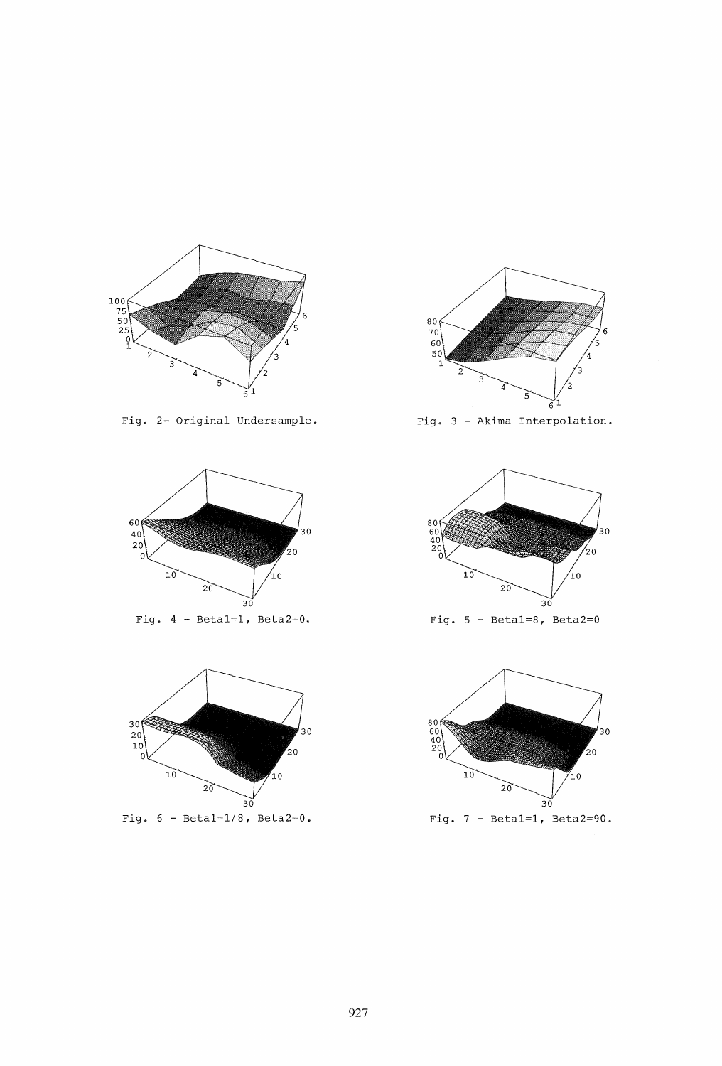100
75
50
25
0
1
2
3
4
5
6
1
2
3
4
5
6

Fig. 2- Original Undersample.

80
70
60
50
1
2
3
4
5
6
1
2
3
4
5
6

Fig. 3 - Akima Interpolation.

60
40
20
0
10
20
30
10
20
30

Fig. 4 - Beta1=1, Beta2=0.

80
60
40
20
0
10
20
30
10
20
30

Fig. 5 - Beta1=8, Beta2=0

30
20
10
0
10
20
30
10
20
30

Fig. 6 - Beta1=1/8, Beta2=0.

80
60
40
20
0
10
20
30
10
20
30

Fig. 7 - Beta1=1, Beta2=90.